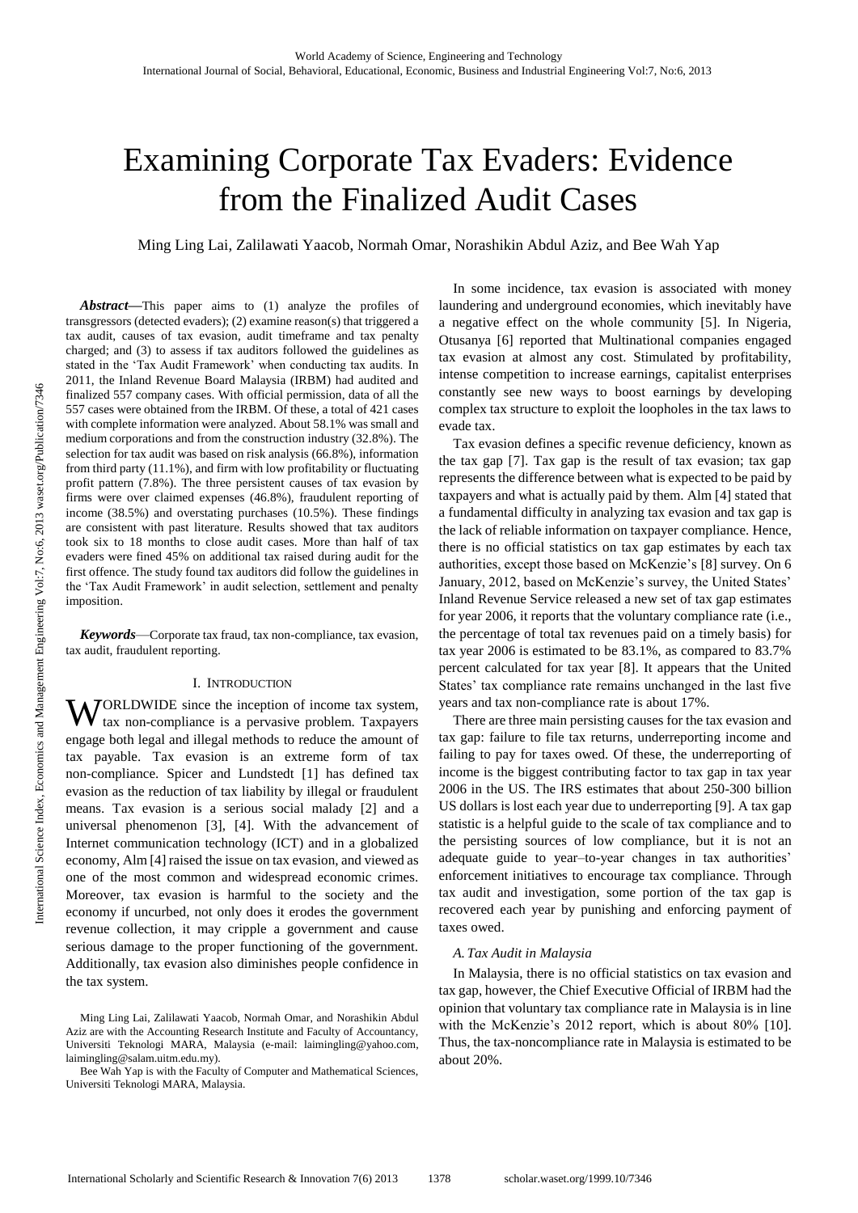# Examining Corporate Tax Evaders: Evidence from the Finalized Audit Cases

Ming Ling Lai, Zalilawati Yaacob, Normah Omar, Norashikin Abdul Aziz, and Bee Wah Yap

***Abstract*****—**This paper aims to (1) analyze the profiles of transgressors (detected evaders); (2) examine reason(s) that triggered a tax audit, causes of tax evasion, audit timeframe and tax penalty charged; and (3) to assess if tax auditors followed the guidelines as stated in the 'Tax Audit Framework' when conducting tax audits. In 2011, the Inland Revenue Board Malaysia (IRBM) had audited and finalized 557 company cases. With official permission, data of all the 557 cases were obtained from the IRBM. Of these, a total of 421 cases with complete information were analyzed. About 58.1% was small and medium corporations and from the construction industry (32.8%). The selection for tax audit was based on risk analysis (66.8%), information from third party (11.1%), and firm with low profitability or fluctuating profit pattern (7.8%). The three persistent causes of tax evasion by firms were over claimed expenses (46.8%), fraudulent reporting of income (38.5%) and overstating purchases (10.5%). These findings are consistent with past literature. Results showed that tax auditors took six to 18 months to close audit cases. More than half of tax evaders were fined 45% on additional tax raised during audit for the first offence. The study found tax auditors did follow the guidelines in the 'Tax Audit Framework' in audit selection, settlement and penalty imposition.

***Keywords*****—**Corporate tax fraud, tax non-compliance, tax evasion, tax audit, fraudulent reporting.

## I. Introduction

Worldwide since the inception of income tax system, tax non-compliance is a pervasive problem. Taxpayers engage both legal and illegal methods to reduce the amount of tax payable. Tax evasion is an extreme form of tax non-compliance. Spicer and Lundstedt [1] has defined tax evasion as the reduction of tax liability by illegal or fraudulent means. Tax evasion is a serious social malady [2] and a universal phenomenon [3], [4]. With the advancement of Internet communication technology (ICT) and in a globalized economy, Alm [4] raised the issue on tax evasion, and viewed as one of the most common and widespread economic crimes. Moreover, tax evasion is harmful to the society and the economy if uncurbed, not only does it erodes the government revenue collection, it may cripple a government and cause serious damage to the proper functioning of the government. Additionally, tax evasion also diminishes people confidence in the tax system.

Ming Ling Lai, Zalilawati Yaacob, Normah Omar, and Norashikin Abdul Aziz are with the Accounting Research Institute and Faculty of Accountancy, Universiti Teknologi MARA, Malaysia (e-mail: laimingling@yahoo.com, laimingling@salam.uitm.edu.my).

Bee Wah Yap is with the Faculty of Computer and Mathematical Sciences, Universiti Teknologi MARA, Malaysia.

In some incidence, tax evasion is associated with money laundering and underground economies, which inevitably have a negative effect on the whole community [5]. In Nigeria, Otusanya [6] reported that Multinational companies engaged tax evasion at almost any cost. Stimulated by profitability, intense competition to increase earnings, capitalist enterprises constantly see new ways to boost earnings by developing complex tax structure to exploit the loopholes in the tax laws to evade tax.

Tax evasion defines a specific revenue deficiency, known as the tax gap [7]. Tax gap is the result of tax evasion; tax gap represents the difference between what is expected to be paid by taxpayers and what is actually paid by them. Alm [4] stated that a fundamental difficulty in analyzing tax evasion and tax gap is the lack of reliable information on taxpayer compliance. Hence, there is no official statistics on tax gap estimates by each tax authorities, except those based on McKenzie's [8] survey. On 6 January, 2012, based on McKenzie's survey, the United States' Inland Revenue Service released a new set of tax gap estimates for year 2006, it reports that the voluntary compliance rate (i.e., the percentage of total tax revenues paid on a timely basis) for tax year 2006 is estimated to be 83.1%, as compared to 83.7% percent calculated for tax year [8]. It appears that the United States' tax compliance rate remains unchanged in the last five years and tax non-compliance rate is about 17%.

There are three main persisting causes for the tax evasion and tax gap: failure to file tax returns, underreporting income and failing to pay for taxes owed. Of these, the underreporting of income is the biggest contributing factor to tax gap in tax year 2006 in the US. The IRS estimates that about 250-300 billion US dollars is lost each year due to underreporting [9]. A tax gap statistic is a helpful guide to the scale of tax compliance and to the persisting sources of low compliance, but it is not an adequate guide to year–to-year changes in tax authorities' enforcement initiatives to encourage tax compliance. Through tax audit and investigation, some portion of the tax gap is recovered each year by punishing and enforcing payment of taxes owed.

### *A. Tax Audit in Malaysia*

In Malaysia, there is no official statistics on tax evasion and tax gap, however, the Chief Executive Official of IRBM had the opinion that voluntary tax compliance rate in Malaysia is in line with the McKenzie's 2012 report, which is about 80% [10]. Thus, the tax-noncompliance rate in Malaysia is estimated to be about 20%.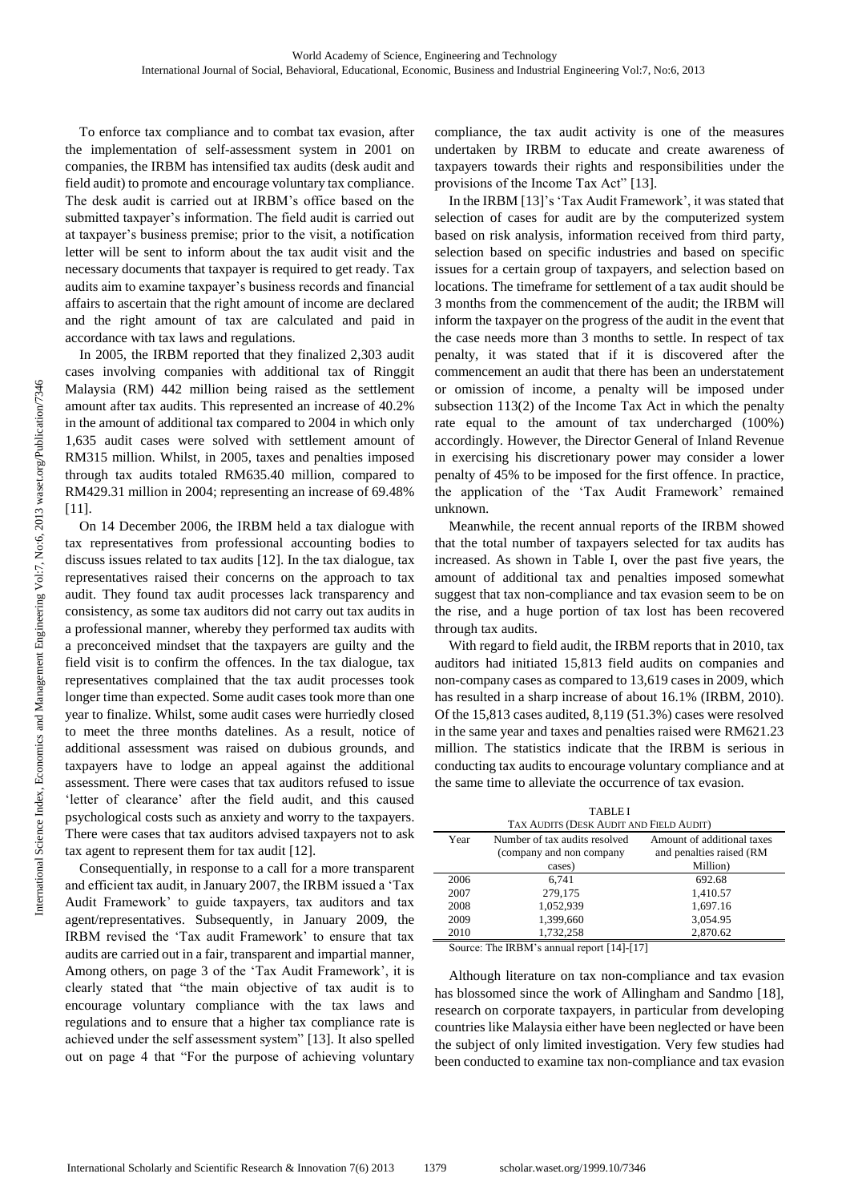To enforce tax compliance and to combat tax evasion, after the implementation of self-assessment system in 2001 on companies, the IRBM has intensified tax audits (desk audit and field audit) to promote and encourage voluntary tax compliance. The desk audit is carried out at IRBM's office based on the submitted taxpayer's information. The field audit is carried out at taxpayer's business premise; prior to the visit, a notification letter will be sent to inform about the tax audit visit and the necessary documents that taxpayer is required to get ready. Tax audits aim to examine taxpayer's business records and financial affairs to ascertain that the right amount of income are declared and the right amount of tax are calculated and paid in accordance with tax laws and regulations.

In 2005, the IRBM reported that they finalized 2,303 audit cases involving companies with additional tax of Ringgit Malaysia (RM) 442 million being raised as the settlement amount after tax audits. This represented an increase of 40.2% in the amount of additional tax compared to 2004 in which only 1,635 audit cases were solved with settlement amount of RM315 million. Whilst, in 2005, taxes and penalties imposed through tax audits totaled RM635.40 million, compared to RM429.31 million in 2004; representing an increase of 69.48% [11].

On 14 December 2006, the IRBM held a tax dialogue with tax representatives from professional accounting bodies to discuss issues related to tax audits [12]. In the tax dialogue, tax representatives raised their concerns on the approach to tax audit. They found tax audit processes lack transparency and consistency, as some tax auditors did not carry out tax audits in a professional manner, whereby they performed tax audits with a preconceived mindset that the taxpayers are guilty and the field visit is to confirm the offences. In the tax dialogue, tax representatives complained that the tax audit processes took longer time than expected. Some audit cases took more than one year to finalize. Whilst, some audit cases were hurriedly closed to meet the three months datelines. As a result, notice of additional assessment was raised on dubious grounds, and taxpayers have to lodge an appeal against the additional assessment. There were cases that tax auditors refused to issue 'letter of clearance' after the field audit, and this caused psychological costs such as anxiety and worry to the taxpayers. There were cases that tax auditors advised taxpayers not to ask tax agent to represent them for tax audit [12].

Consequentially, in response to a call for a more transparent and efficient tax audit, in January 2007, the IRBM issued a 'Tax Audit Framework' to guide taxpayers, tax auditors and tax agent/representatives. Subsequently, in January 2009, the IRBM revised the 'Tax audit Framework' to ensure that tax audits are carried out in a fair, transparent and impartial manner, Among others, on page 3 of the 'Tax Audit Framework', it is clearly stated that "the main objective of tax audit is to encourage voluntary compliance with the tax laws and regulations and to ensure that a higher tax compliance rate is achieved under the self assessment system" [13]. It also spelled out on page 4 that "For the purpose of achieving voluntary compliance, the tax audit activity is one of the measures undertaken by IRBM to educate and create awareness of taxpayers towards their rights and responsibilities under the provisions of the Income Tax Act" [13].

In the IRBM [13]'s 'Tax Audit Framework', it was stated that selection of cases for audit are by the computerized system based on risk analysis, information received from third party, selection based on specific industries and based on specific issues for a certain group of taxpayers, and selection based on locations. The timeframe for settlement of a tax audit should be 3 months from the commencement of the audit; the IRBM will inform the taxpayer on the progress of the audit in the event that the case needs more than 3 months to settle. In respect of tax penalty, it was stated that if it is discovered after the commencement an audit that there has been an understatement or omission of income, a penalty will be imposed under subsection 113(2) of the Income Tax Act in which the penalty rate equal to the amount of tax undercharged (100%) accordingly. However, the Director General of Inland Revenue in exercising his discretionary power may consider a lower penalty of 45% to be imposed for the first offence. In practice, the application of the 'Tax Audit Framework' remained unknown.

Meanwhile, the recent annual reports of the IRBM showed that the total number of taxpayers selected for tax audits has increased. As shown in Table I, over the past five years, the amount of additional tax and penalties imposed somewhat suggest that tax non-compliance and tax evasion seem to be on the rise, and a huge portion of tax lost has been recovered through tax audits.

With regard to field audit, the IRBM reports that in 2010, tax auditors had initiated 15,813 field audits on companies and non-company cases as compared to 13,619 cases in 2009, which has resulted in a sharp increase of about 16.1% (IRBM, 2010). Of the 15,813 cases audited, 8,119 (51.3%) cases were resolved in the same year and taxes and penalties raised were RM621.23 million. The statistics indicate that the IRBM is serious in conducting tax audits to encourage voluntary compliance and at the same time to alleviate the occurrence of tax evasion.

TABLE I
TAX AUDITS (DESK AUDIT AND FIELD AUDIT)

| Year | Number of tax audits resolved (company and non company cases) | Amount of additional taxes and penalties raised (RM Million) |
|---|---|---|
| 2006 | 6,741 | 692.68 |
| 2007 | 279,175 | 1,410.57 |
| 2008 | 1,052,939 | 1,697.16 |
| 2009 | 1,399,660 | 3,054.95 |
| 2010 | 1,732,258 | 2,870.62 |

Source: The IRBM's annual report [14]-[17]

Although literature on tax non-compliance and tax evasion has blossomed since the work of Allingham and Sandmo [18], research on corporate taxpayers, in particular from developing countries like Malaysia either have been neglected or have been the subject of only limited investigation. Very few studies had been conducted to examine tax non-compliance and tax evasion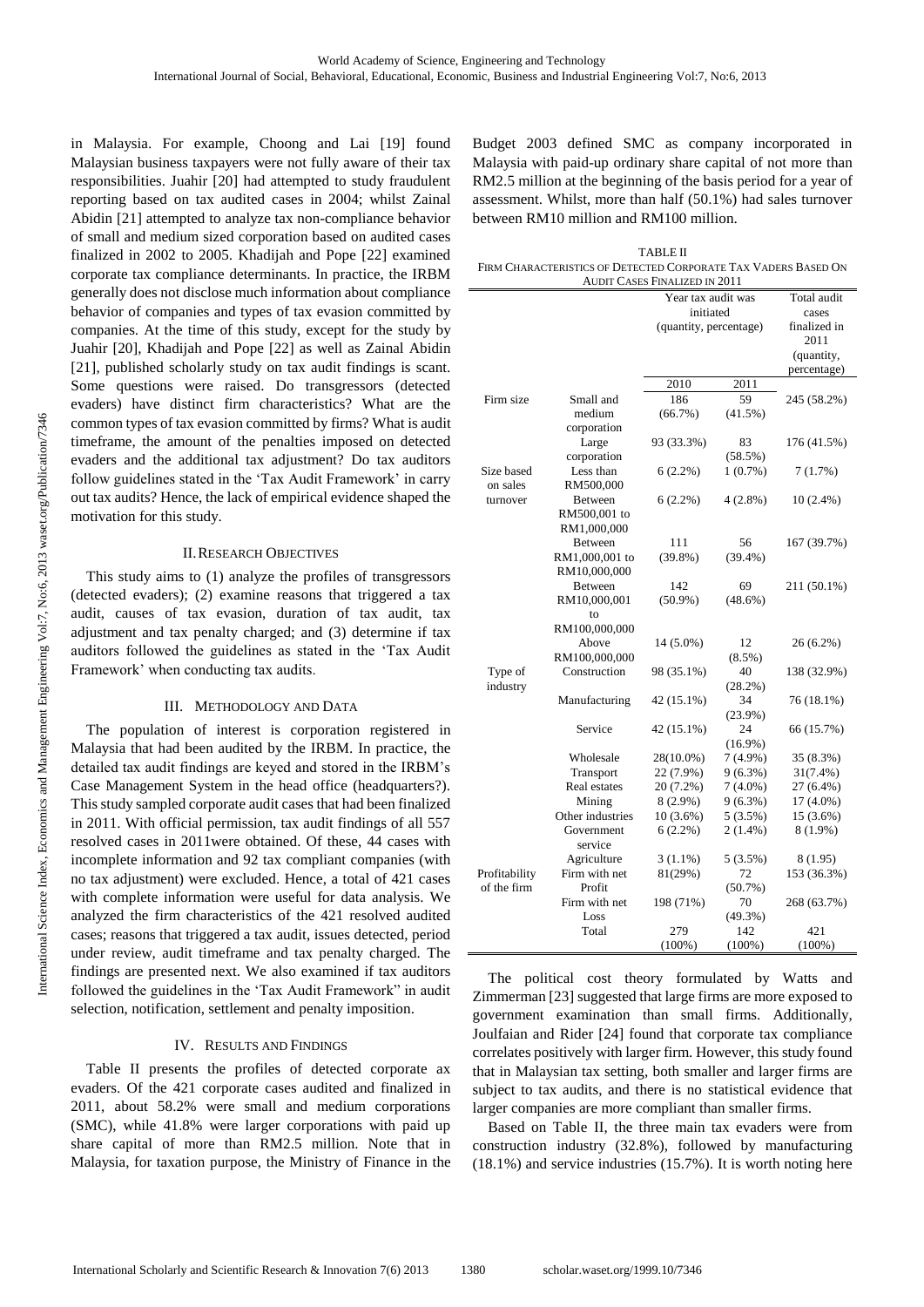in Malaysia. For example, Choong and Lai [19] found Malaysian business taxpayers were not fully aware of their tax responsibilities. Juahir [20] had attempted to study fraudulent reporting based on tax audited cases in 2004; whilst Zainal Abidin [21] attempted to analyze tax non-compliance behavior of small and medium sized corporation based on audited cases finalized in 2002 to 2005. Khadijah and Pope [22] examined corporate tax compliance determinants. In practice, the IRBM generally does not disclose much information about compliance behavior of companies and types of tax evasion committed by companies. At the time of this study, except for the study by Juahir [20], Khadijah and Pope [22] as well as Zainal Abidin [21], published scholarly study on tax audit findings is scant. Some questions were raised. Do transgressors (detected evaders) have distinct firm characteristics? What are the common types of tax evasion committed by firms? What is audit timeframe, the amount of the penalties imposed on detected evaders and the additional tax adjustment? Do tax auditors follow guidelines stated in the 'Tax Audit Framework' in carry out tax audits? Hence, the lack of empirical evidence shaped the motivation for this study.

## II. Research Objectives

This study aims to (1) analyze the profiles of transgressors (detected evaders); (2) examine reasons that triggered a tax audit, causes of tax evasion, duration of tax audit, tax adjustment and tax penalty charged; and (3) determine if tax auditors followed the guidelines as stated in the 'Tax Audit Framework' when conducting tax audits.

## III. Methodology and Data

The population of interest is corporation registered in Malaysia that had been audited by the IRBM. In practice, the detailed tax audit findings are keyed and stored in the IRBM's Case Management System in the head office (headquarters?). This study sampled corporate audit cases that had been finalized in 2011. With official permission, tax audit findings of all 557 resolved cases in 2011were obtained. Of these, 44 cases with incomplete information and 92 tax compliant companies (with no tax adjustment) were excluded. Hence, a total of 421 cases with complete information were useful for data analysis. We analyzed the firm characteristics of the 421 resolved audited cases; reasons that triggered a tax audit, issues detected, period under review, audit timeframe and tax penalty charged. The findings are presented next. We also examined if tax auditors followed the guidelines in the 'Tax Audit Framework" in audit selection, notification, settlement and penalty imposition.

## IV. Results and Findings

Table II presents the profiles of detected corporate ax evaders. Of the 421 corporate cases audited and finalized in 2011, about 58.2% were small and medium corporations (SMC), while 41.8% were larger corporations with paid up share capital of more than RM2.5 million. Note that in Malaysia, for taxation purpose, the Ministry of Finance in the Budget 2003 defined SMC as company incorporated in Malaysia with paid-up ordinary share capital of not more than RM2.5 million at the beginning of the basis period for a year of assessment. Whilst, more than half (50.1%) had sales turnover between RM10 million and RM100 million.

TABLE II
Firm Characteristics of Detected Corporate Tax Vaders Based On Audit Cases Finalized in 2011

| | | Year tax audit was initiated (quantity, percentage) | | Total audit cases finalized in 2011 (quantity, percentage) |
|---|---|---|---|---|
| | | 2010 | 2011 | |
| Firm size | Small and medium corporation | 186 (66.7%) | 59 (41.5%) | 245 (58.2%) |
| | Large corporation | 93 (33.3%) | 83 (58.5%) | 176 (41.5%) |
| Size based on sales turnover | Less than RM500,000 | 6 (2.2%) | 1 (0.7%) | 7 (1.7%) |
| | Between RM500,001 to RM1,000,000 | 6 (2.2%) | 4 (2.8%) | 10 (2.4%) |
| | Between RM1,000,001 to RM10,000,000 | 111 (39.8%) | 56 (39.4%) | 167 (39.7%) |
| | Between RM10,000,001 to RM100,000,000 | 142 (50.9%) | 69 (48.6%) | 211 (50.1%) |
| | Above RM100,000,000 | 14 (5.0%) | 12 (8.5%) | 26 (6.2%) |
| Type of industry | Construction | 98 (35.1%) | 40 (28.2%) | 138 (32.9%) |
| | Manufacturing | 42 (15.1%) | 34 (23.9%) | 76 (18.1%) |
| | Service | 42 (15.1%) | 24 (16.9%) | 66 (15.7%) |
| | Wholesale | 28(10.0%) | 7 (4.9%) | 35 (8.3%) |
| | Transport | 22 (7.9%) | 9 (6.3%) | 31(7.4%) |
| | Real estates | 20 (7.2%) | 7 (4.0%) | 27 (6.4%) |
| | Mining | 8 (2.9%) | 9 (6.3%) | 17 (4.0%) |
| | Other industries | 10 (3.6%) | 5 (3.5%) | 15 (3.6%) |
| | Government service | 6 (2.2%) | 2 (1.4%) | 8 (1.9%) |
| | Agriculture | 3 (1.1%) | 5 (3.5%) | 8 (1.95) |
| Profitability of the firm | Firm with net Profit | 81(29%) | 72 (50.7%) | 153 (36.3%) |
| | Firm with net Loss | 198 (71%) | 70 (49.3%) | 268 (63.7%) |
| | Total | 279 (100%) | 142 (100%) | 421 (100%) |

The political cost theory formulated by Watts and Zimmerman [23] suggested that large firms are more exposed to government examination than small firms. Additionally, Joulfaian and Rider [24] found that corporate tax compliance correlates positively with larger firm. However, this study found that in Malaysian tax setting, both smaller and larger firms are subject to tax audits, and there is no statistical evidence that larger companies are more compliant than smaller firms.

Based on Table II, the three main tax evaders were from construction industry (32.8%), followed by manufacturing (18.1%) and service industries (15.7%). It is worth noting here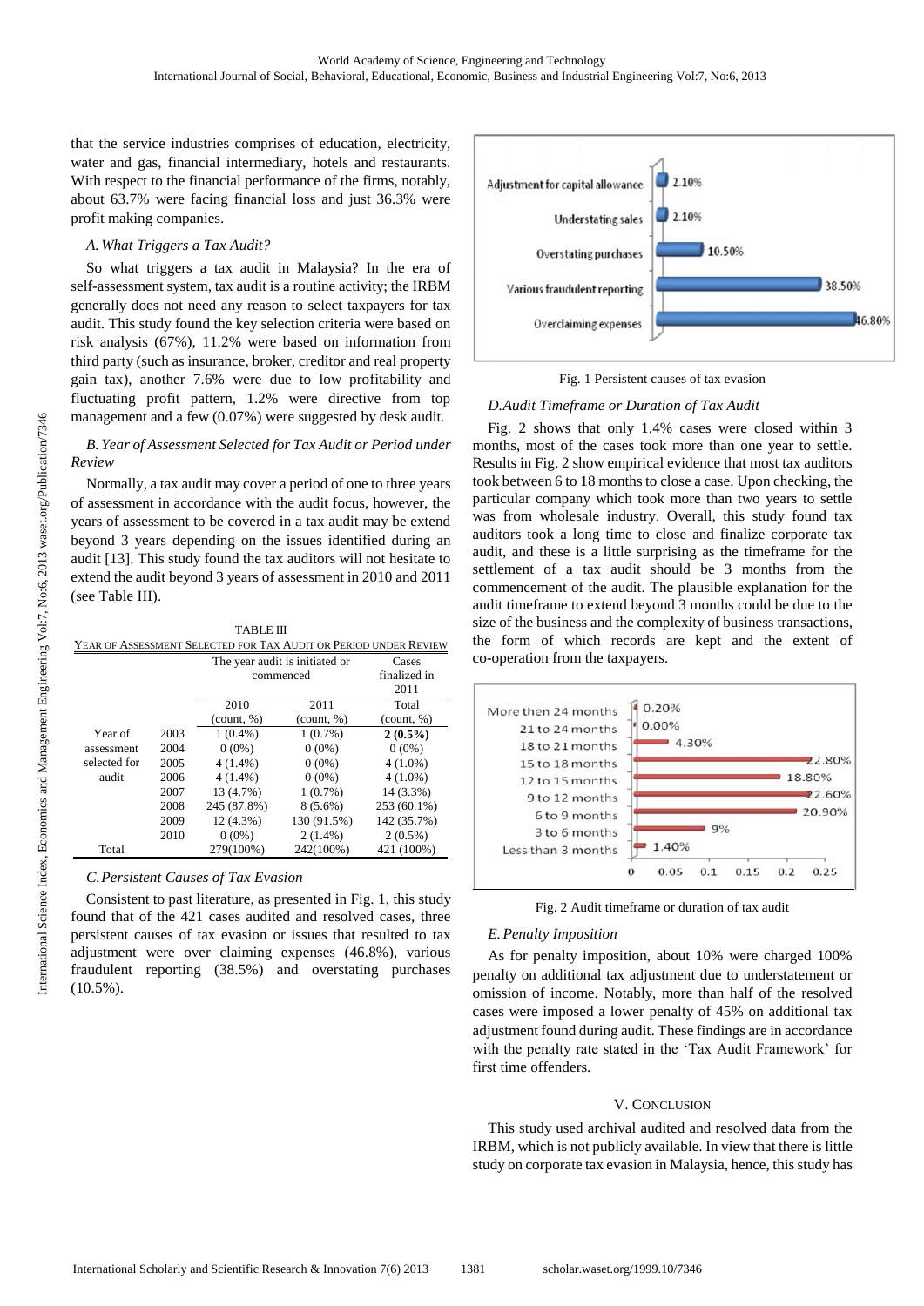that the service industries comprises of education, electricity, water and gas, financial intermediary, hotels and restaurants. With respect to the financial performance of the firms, notably, about 63.7% were facing financial loss and just 36.3% were profit making companies.

### *A. What Triggers a Tax Audit?*

So what triggers a tax audit in Malaysia? In the era of self-assessment system, tax audit is a routine activity; the IRBM generally does not need any reason to select taxpayers for tax audit. This study found the key selection criteria were based on risk analysis (67%), 11.2% were based on information from third party (such as insurance, broker, creditor and real property gain tax), another 7.6% were due to low profitability and fluctuating profit pattern, 1.2% were directive from top management and a few (0.07%) were suggested by desk audit.

### *B. Year of Assessment Selected for Tax Audit or Period under Review*

Normally, a tax audit may cover a period of one to three years of assessment in accordance with the audit focus, however, the years of assessment to be covered in a tax audit may be extend beyond 3 years depending on the issues identified during an audit [13]. This study found the tax auditors will not hesitate to extend the audit beyond 3 years of assessment in 2010 and 2011 (see Table III).

TABLE III
YEAR OF ASSESSMENT SELECTED FOR TAX AUDIT OR PERIOD UNDER REVIEW

| | | The year audit is initiated or commenced | | Cases finalized in 2011 |
|---|---|---|---|---|
| | | 2010 (count, %) | 2011 (count, %) | Total (count, %) |
| Year of assessment selected for audit | 2003 | 1 (0.4%) | 1 (0.7%) | **2 (0.5%)** |
| | 2004 | 0 (0%) | 0 (0%) | 0 (0%) |
| | 2005 | 4 (1.4%) | 0 (0%) | 4 (1.0%) |
| | 2006 | 4 (1.4%) | 0 (0%) | 4 (1.0%) |
| | 2007 | 13 (4.7%) | 1 (0.7%) | 14 (3.3%) |
| | 2008 | 245 (87.8%) | 8 (5.6%) | 253 (60.1%) |
| | 2009 | 12 (4.3%) | 130 (91.5%) | 142 (35.7%) |
| | 2010 | 0 (0%) | 2 (1.4%) | 2 (0.5%) |
| Total | | 279(100%) | 242(100%) | 421 (100%) |

### *C. Persistent Causes of Tax Evasion*

Consistent to past literature, as presented in Fig. 1, this study found that of the 421 cases audited and resolved cases, three persistent causes of tax evasion or issues that resulted to tax adjustment were over claiming expenses (46.8%), various fraudulent reporting (38.5%) and overstating purchases (10.5%).

Fig. 1 Persistent causes of tax evasion

### *D. Audit Timeframe or Duration of Tax Audit*

Fig. 2 shows that only 1.4% cases were closed within 3 months, most of the cases took more than one year to settle. Results in Fig. 2 show empirical evidence that most tax auditors took between 6 to 18 months to close a case. Upon checking, the particular company which took more than two years to settle was from wholesale industry. Overall, this study found tax auditors took a long time to close and finalize corporate tax audit, and these is a little surprising as the timeframe for the settlement of a tax audit should be 3 months from the commencement of the audit. The plausible explanation for the audit timeframe to extend beyond 3 months could be due to the size of the business and the complexity of business transactions, the form of which records are kept and the extent of co-operation from the taxpayers.

Fig. 2 Audit timeframe or duration of tax audit

### *E. Penalty Imposition*

As for penalty imposition, about 10% were charged 100% penalty on additional tax adjustment due to understatement or omission of income. Notably, more than half of the resolved cases were imposed a lower penalty of 45% on additional tax adjustment found during audit. These findings are in accordance with the penalty rate stated in the 'Tax Audit Framework' for first time offenders.

## V. CONCLUSION

This study used archival audited and resolved data from the IRBM, which is not publicly available. In view that there is little study on corporate tax evasion in Malaysia, hence, this study has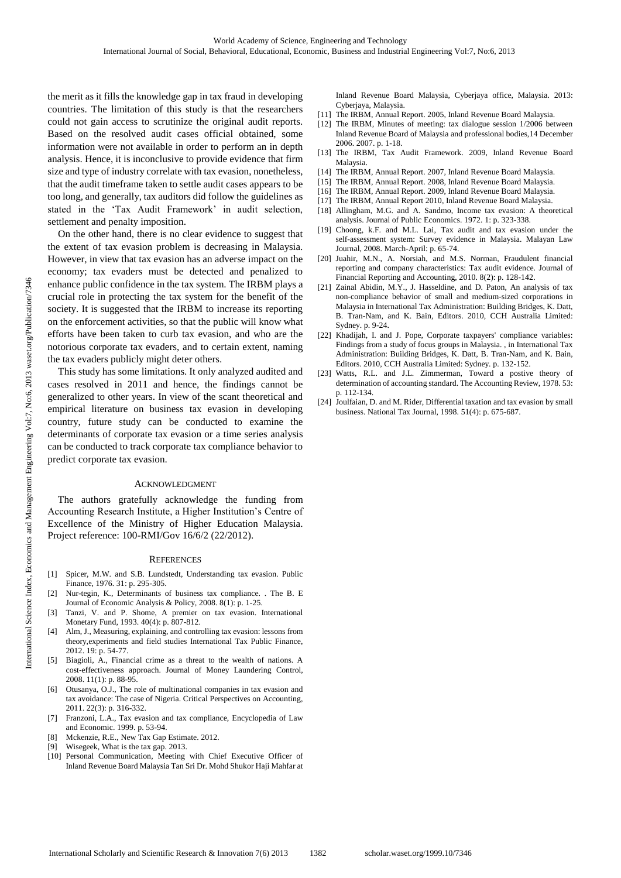the merit as it fills the knowledge gap in tax fraud in developing countries. The limitation of this study is that the researchers could not gain access to scrutinize the original audit reports. Based on the resolved audit cases official obtained, some information were not available in order to perform an in depth analysis. Hence, it is inconclusive to provide evidence that firm size and type of industry correlate with tax evasion, nonetheless, that the audit timeframe taken to settle audit cases appears to be too long, and generally, tax auditors did follow the guidelines as stated in the 'Tax Audit Framework' in audit selection, settlement and penalty imposition.

On the other hand, there is no clear evidence to suggest that the extent of tax evasion problem is decreasing in Malaysia. However, in view that tax evasion has an adverse impact on the economy; tax evaders must be detected and penalized to enhance public confidence in the tax system. The IRBM plays a crucial role in protecting the tax system for the benefit of the society. It is suggested that the IRBM to increase its reporting on the enforcement activities, so that the public will know what efforts have been taken to curb tax evasion, and who are the notorious corporate tax evaders, and to certain extent, naming the tax evaders publicly might deter others.

This study has some limitations. It only analyzed audited and cases resolved in 2011 and hence, the findings cannot be generalized to other years. In view of the scant theoretical and empirical literature on business tax evasion in developing country, future study can be conducted to examine the determinants of corporate tax evasion or a time series analysis can be conducted to track corporate tax compliance behavior to predict corporate tax evasion.

## Acknowledgment

The authors gratefully acknowledge the funding from Accounting Research Institute, a Higher Institution's Centre of Excellence of the Ministry of Higher Education Malaysia. Project reference: 100-RMI/Gov 16/6/2 (22/2012).

## References

[1] Spicer, M.W. and S.B. Lundstedt, Understanding tax evasion. Public Finance, 1976. 31: p. 295-305.

[2] Nur-tegin, K., Determinants of business tax compliance. . The B. E Journal of Economic Analysis & Policy, 2008. 8(1): p. 1-25.

[3] Tanzi, V. and P. Shome, A premier on tax evasion. International Monetary Fund, 1993. 40(4): p. 807-812.

[4] Alm, J., Measuring, explaining, and controlling tax evasion: lessons from theory,experiments and field studies International Tax Public Finance, 2012. 19: p. 54-77.

[5] Biagioli, A., Financial crime as a threat to the wealth of nations. A cost-effectiveness approach. Journal of Money Laundering Control, 2008. 11(1): p. 88-95.

[6] Otusanya, O.J., The role of multinational companies in tax evasion and tax avoidance: The case of Nigeria. Critical Perspectives on Accounting, 2011. 22(3): p. 316-332.

[7] Franzoni, L.A., Tax evasion and tax compliance, Encyclopedia of Law and Economic. 1999. p. 53-94.

[8] Mckenzie, R.E., New Tax Gap Estimate. 2012.

[9] Wisegeek, What is the tax gap. 2013.

[10] Personal Communication, Meeting with Chief Executive Officer of Inland Revenue Board Malaysia Tan Sri Dr. Mohd Shukor Haji Mahfar at Inland Revenue Board Malaysia, Cyberjaya office, Malaysia. 2013: Cyberjaya, Malaysia.

[11] The IRBM, Annual Report. 2005, Inland Revenue Board Malaysia.

[12] The IRBM, Minutes of meeting: tax dialogue session 1/2006 between Inland Revenue Board of Malaysia and professional bodies,14 December 2006. 2007. p. 1-18.

[13] The IRBM, Tax Audit Framework. 2009, Inland Revenue Board Malaysia.

[14] The IRBM, Annual Report. 2007, Inland Revenue Board Malaysia.

[15] The IRBM, Annual Report. 2008, Inland Revenue Board Malaysia.

[16] The IRBM, Annual Report. 2009, Inland Revenue Board Malaysia.

[17] The IRBM, Annual Report 2010, Inland Revenue Board Malaysia.

[18] Allingham, M.G. and A. Sandmo, Income tax evasion: A theoretical analysis. Journal of Public Economics. 1972. 1: p. 323-338.

[19] Choong, k.F. and M.L. Lai, Tax audit and tax evasion under the self-assessment system: Survey evidence in Malaysia. Malayan Law Journal, 2008. March-April: p. 65-74.

[20] Juahir, M.N., A. Norsiah, and M.S. Norman, Fraudulent financial reporting and company characteristics: Tax audit evidence. Journal of Financial Reporting and Accounting, 2010. 8(2): p. 128-142.

[21] Zainal Abidin, M.Y., J. Hasseldine, and D. Paton, An analysis of tax non-compliance behavior of small and medium-sized corporations in Malaysia in International Tax Administration: Building Bridges, K. Datt, B. Tran-Nam, and K. Bain, Editors. 2010, CCH Australia Limited: Sydney. p. 9-24.

[22] Khadijah, I. and J. Pope, Corporate taxpayers' compliance variables: Findings from a study of focus groups in Malaysia. , in International Tax Administration: Building Bridges, K. Datt, B. Tran-Nam, and K. Bain, Editors. 2010, CCH Australia Limited: Sydney. p. 132-152.

[23] Watts, R.L. and J.L. Zimmerman, Toward a postive theory of determination of accounting standard. The Accounting Review, 1978. 53: p. 112-134.

[24] Joulfaian, D. and M. Rider, Differential taxation and tax evasion by small business. National Tax Journal, 1998. 51(4): p. 675-687.